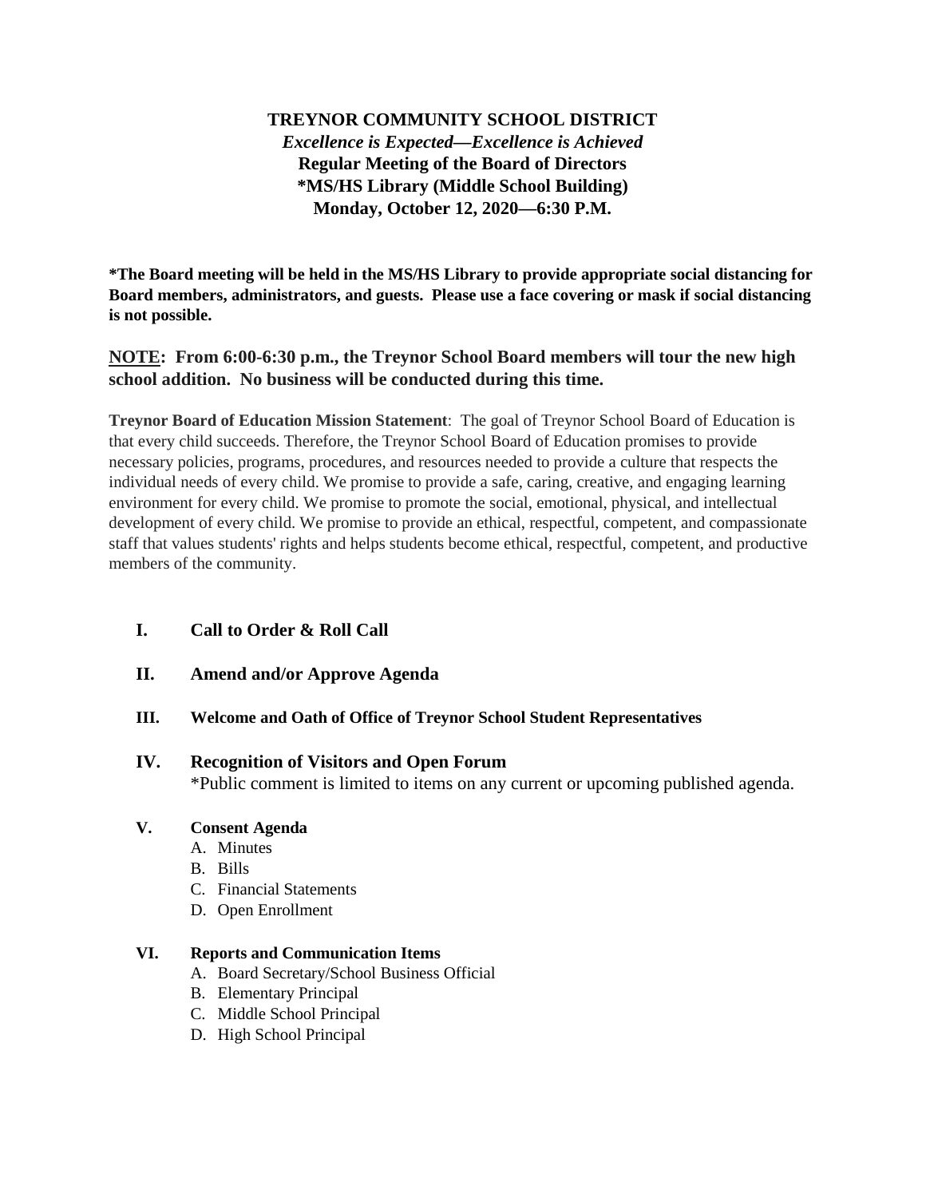**TREYNOR COMMUNITY SCHOOL DISTRICT**
***Excellence is Expected—Excellence is Achieved***
**Regular Meeting of the Board of Directors**
**\*MS/HS Library (Middle School Building)**
**Monday, October 12, 2020—6:30 P.M.**

**\*The Board meeting will be held in the MS/HS Library to provide appropriate social distancing for Board members, administrators, and guests. Please use a face covering or mask if social distancing is not possible.**

**<u>NOTE</u>: From 6:00-6:30 p.m., the Treynor School Board members will tour the new high school addition. No business will be conducted during this time.**

**Treynor Board of Education Mission Statement**: The goal of Treynor School Board of Education is that every child succeeds. Therefore, the Treynor School Board of Education promises to provide necessary policies, programs, procedures, and resources needed to provide a culture that respects the individual needs of every child. We promise to provide a safe, caring, creative, and engaging learning environment for every child. We promise to promote the social, emotional, physical, and intellectual development of every child. We promise to provide an ethical, respectful, competent, and compassionate staff that values students' rights and helps students become ethical, respectful, competent, and productive members of the community.

**I. Call to Order & Roll Call**

**II. Amend and/or Approve Agenda**

**III. Welcome and Oath of Office of Treynor School Student Representatives**

**IV. Recognition of Visitors and Open Forum**
\*Public comment is limited to items on any current or upcoming published agenda.

**V. Consent Agenda**
A. Minutes
B. Bills
C. Financial Statements
D. Open Enrollment

**VI. Reports and Communication Items**
A. Board Secretary/School Business Official
B. Elementary Principal
C. Middle School Principal
D. High School Principal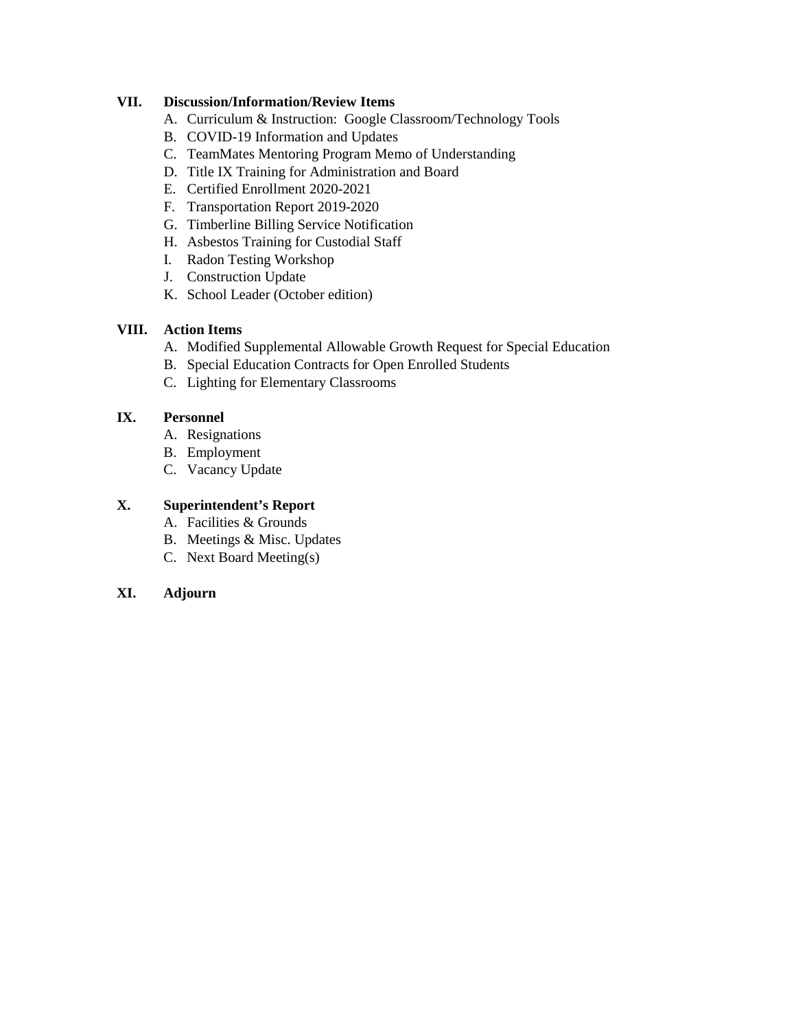**VII. Discussion/Information/Review Items**

A. Curriculum & Instruction: Google Classroom/Technology Tools
B. COVID-19 Information and Updates
C. TeamMates Mentoring Program Memo of Understanding
D. Title IX Training for Administration and Board
E. Certified Enrollment 2020-2021
F. Transportation Report 2019-2020
G. Timberline Billing Service Notification
H. Asbestos Training for Custodial Staff
I. Radon Testing Workshop
J. Construction Update
K. School Leader (October edition)

**VIII. Action Items**

A. Modified Supplemental Allowable Growth Request for Special Education
B. Special Education Contracts for Open Enrolled Students
C. Lighting for Elementary Classrooms

**IX. Personnel**

A. Resignations
B. Employment
C. Vacancy Update

**X. Superintendent's Report**

A. Facilities & Grounds
B. Meetings & Misc. Updates
C. Next Board Meeting(s)

**XI. Adjourn**